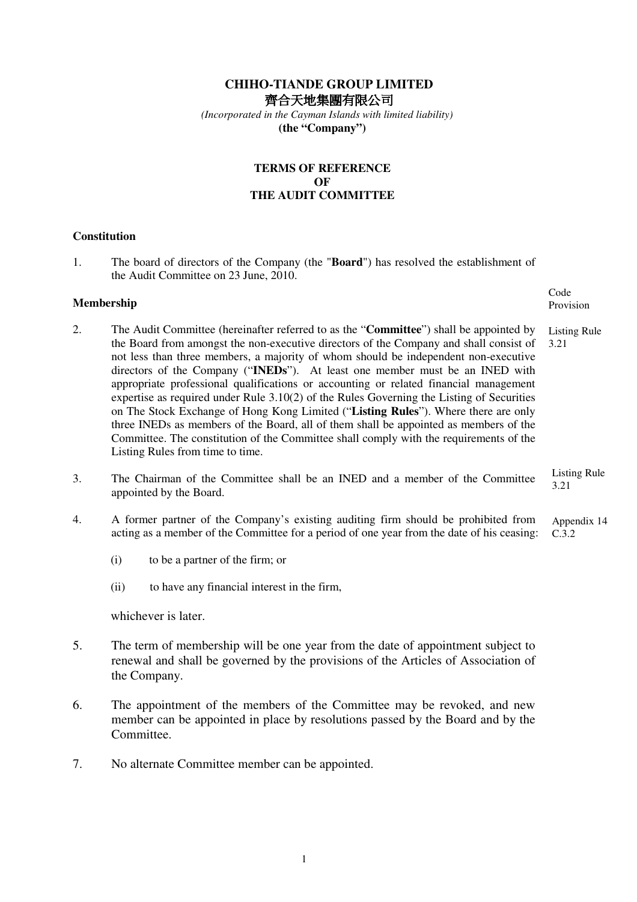**CHIHO-TIANDE GROUP LIMITED**

**齊合天地集團有限公司**

*(Incorporated in the Cayman Islands with limited liability)*

**(the "Company")**

**TERMS OF REFERENCE**
**OF**
**THE AUDIT COMMITTEE**

**Constitution**

1. The board of directors of the Company (the "**Board**") has resolved the establishment of the Audit Committee on 23 June, 2010.

**Membership** *(Code Provision)*

2. The Audit Committee (hereinafter referred to as the "**Committee**") shall be appointed by the Board from amongst the non-executive directors of the Company and shall consist of not less than three members, a majority of whom should be independent non-executive directors of the Company ("**INEDs**"). At least one member must be an INED with appropriate professional qualifications or accounting or related financial management expertise as required under Rule 3.10(2) of the Rules Governing the Listing of Securities on The Stock Exchange of Hong Kong Limited ("**Listing Rules**"). Where there are only three INEDs as members of the Board, all of them shall be appointed as members of the Committee. The constitution of the Committee shall comply with the requirements of the Listing Rules from time to time. *(Listing Rule 3.21)*

3. The Chairman of the Committee shall be an INED and a member of the Committee appointed by the Board. *(Listing Rule 3.21)*

4. A former partner of the Company's existing auditing firm should be prohibited from acting as a member of the Committee for a period of one year from the date of his ceasing: *(Appendix 14 C.3.2)*

   (i) to be a partner of the firm; or

   (ii) to have any financial interest in the firm,

   whichever is later.

5. The term of membership will be one year from the date of appointment subject to renewal and shall be governed by the provisions of the Articles of Association of the Company.

6. The appointment of the members of the Committee may be revoked, and new member can be appointed in place by resolutions passed by the Board and by the Committee.

7. No alternate Committee member can be appointed.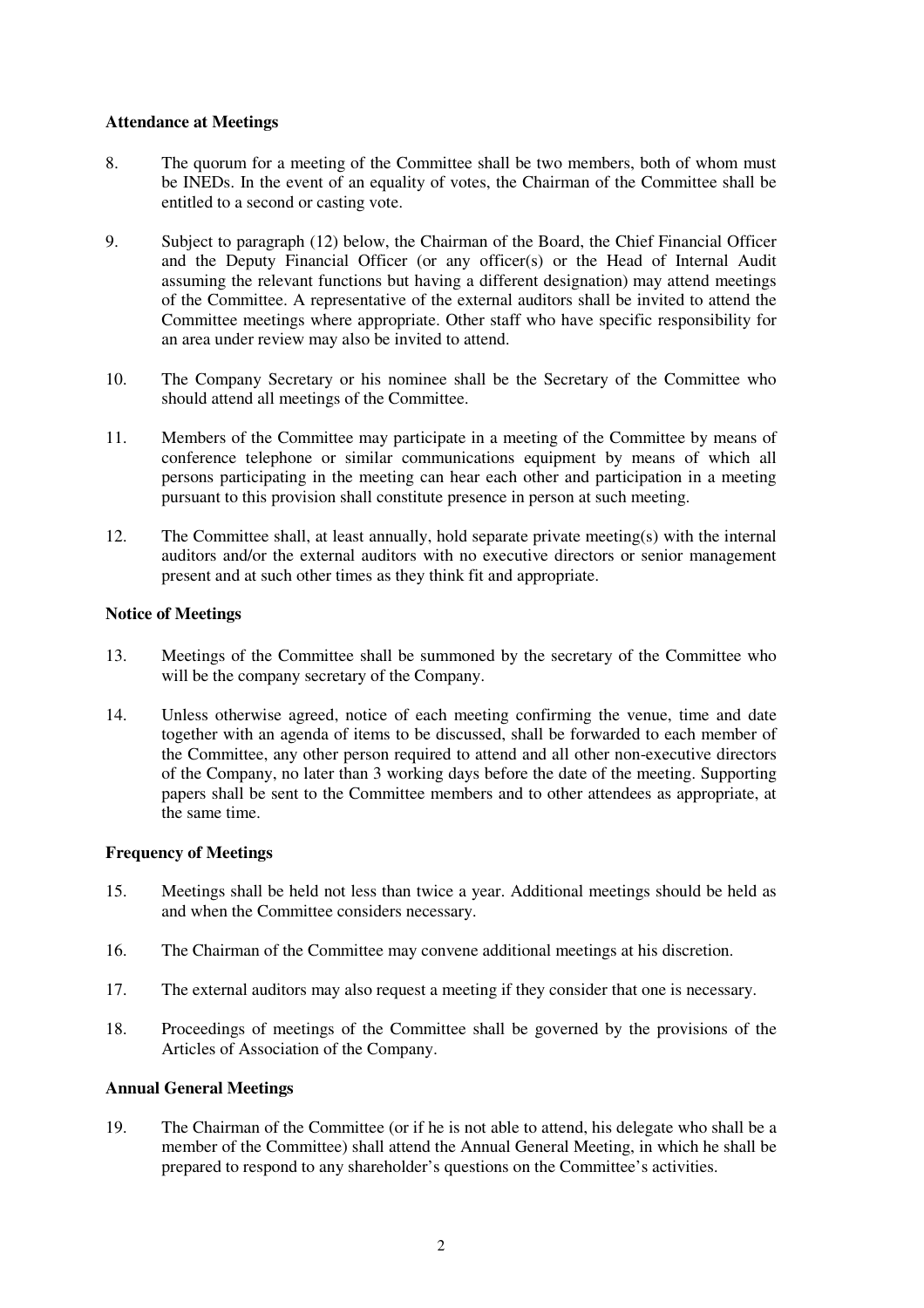**Attendance at Meetings**

8. The quorum for a meeting of the Committee shall be two members, both of whom must be INEDs. In the event of an equality of votes, the Chairman of the Committee shall be entitled to a second or casting vote.

9. Subject to paragraph (12) below, the Chairman of the Board, the Chief Financial Officer and the Deputy Financial Officer (or any officer(s) or the Head of Internal Audit assuming the relevant functions but having a different designation) may attend meetings of the Committee. A representative of the external auditors shall be invited to attend the Committee meetings where appropriate. Other staff who have specific responsibility for an area under review may also be invited to attend.

10. The Company Secretary or his nominee shall be the Secretary of the Committee who should attend all meetings of the Committee.

11. Members of the Committee may participate in a meeting of the Committee by means of conference telephone or similar communications equipment by means of which all persons participating in the meeting can hear each other and participation in a meeting pursuant to this provision shall constitute presence in person at such meeting.

12. The Committee shall, at least annually, hold separate private meeting(s) with the internal auditors and/or the external auditors with no executive directors or senior management present and at such other times as they think fit and appropriate.

**Notice of Meetings**

13. Meetings of the Committee shall be summoned by the secretary of the Committee who will be the company secretary of the Company.

14. Unless otherwise agreed, notice of each meeting confirming the venue, time and date together with an agenda of items to be discussed, shall be forwarded to each member of the Committee, any other person required to attend and all other non-executive directors of the Company, no later than 3 working days before the date of the meeting. Supporting papers shall be sent to the Committee members and to other attendees as appropriate, at the same time.

**Frequency of Meetings**

15. Meetings shall be held not less than twice a year. Additional meetings should be held as and when the Committee considers necessary.

16. The Chairman of the Committee may convene additional meetings at his discretion.

17. The external auditors may also request a meeting if they consider that one is necessary.

18. Proceedings of meetings of the Committee shall be governed by the provisions of the Articles of Association of the Company.

**Annual General Meetings**

19. The Chairman of the Committee (or if he is not able to attend, his delegate who shall be a member of the Committee) shall attend the Annual General Meeting, in which he shall be prepared to respond to any shareholder's questions on the Committee's activities.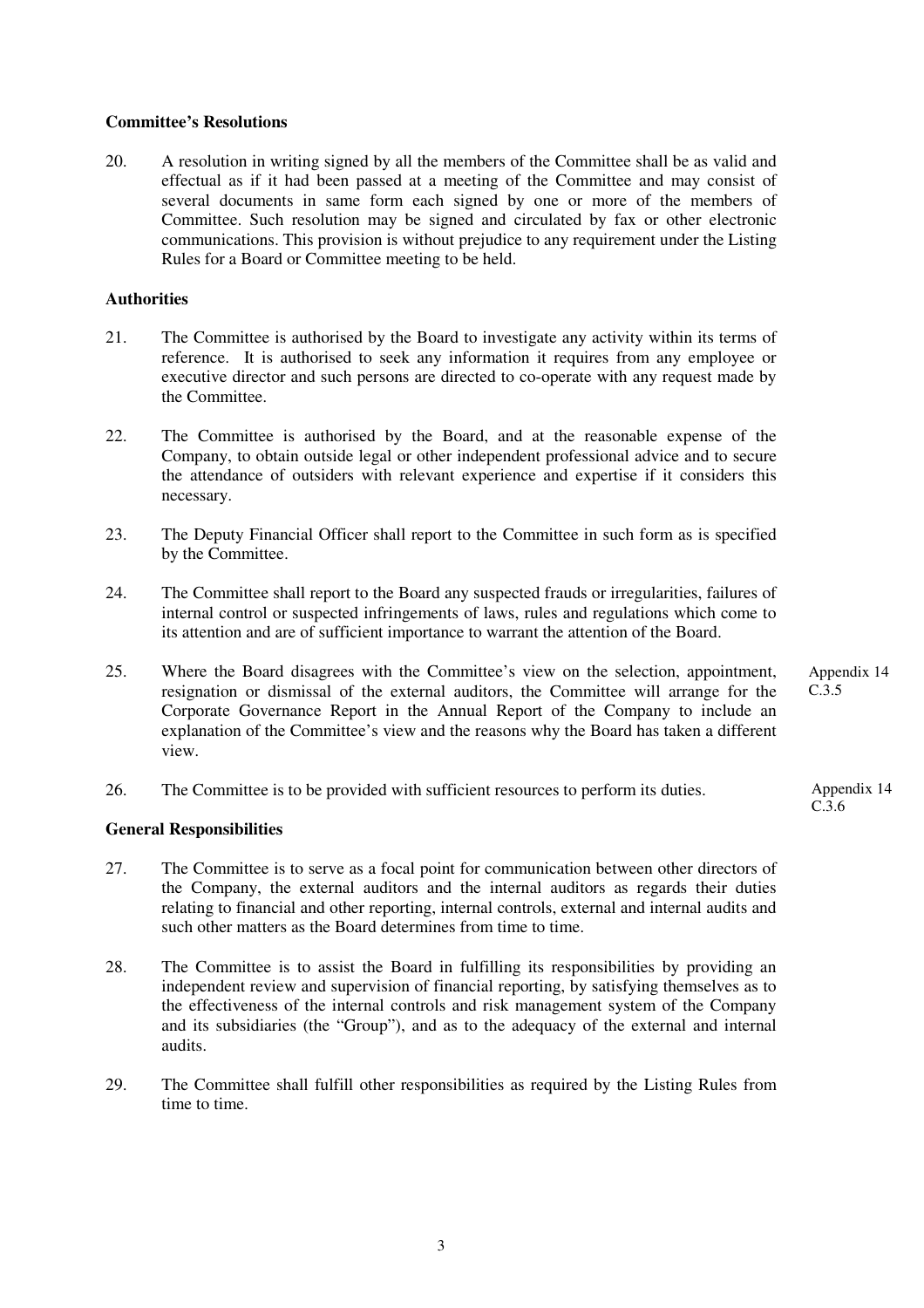**Committee's Resolutions**

20. A resolution in writing signed by all the members of the Committee shall be as valid and effectual as if it had been passed at a meeting of the Committee and may consist of several documents in same form each signed by one or more of the members of Committee. Such resolution may be signed and circulated by fax or other electronic communications. This provision is without prejudice to any requirement under the Listing Rules for a Board or Committee meeting to be held.

**Authorities**

21. The Committee is authorised by the Board to investigate any activity within its terms of reference. It is authorised to seek any information it requires from any employee or executive director and such persons are directed to co-operate with any request made by the Committee.

22. The Committee is authorised by the Board, and at the reasonable expense of the Company, to obtain outside legal or other independent professional advice and to secure the attendance of outsiders with relevant experience and expertise if it considers this necessary.

23. The Deputy Financial Officer shall report to the Committee in such form as is specified by the Committee.

24. The Committee shall report to the Board any suspected frauds or irregularities, failures of internal control or suspected infringements of laws, rules and regulations which come to its attention and are of sufficient importance to warrant the attention of the Board.

25. Where the Board disagrees with the Committee's view on the selection, appointment, resignation or dismissal of the external auditors, the Committee will arrange for the Corporate Governance Report in the Annual Report of the Company to include an explanation of the Committee's view and the reasons why the Board has taken a different view. *(Appendix 14 C.3.5)*

26. The Committee is to be provided with sufficient resources to perform its duties. *(Appendix 14 C.3.6)*

**General Responsibilities**

27. The Committee is to serve as a focal point for communication between other directors of the Company, the external auditors and the internal auditors as regards their duties relating to financial and other reporting, internal controls, external and internal audits and such other matters as the Board determines from time to time.

28. The Committee is to assist the Board in fulfilling its responsibilities by providing an independent review and supervision of financial reporting, by satisfying themselves as to the effectiveness of the internal controls and risk management system of the Company and its subsidiaries (the "Group"), and as to the adequacy of the external and internal audits.

29. The Committee shall fulfill other responsibilities as required by the Listing Rules from time to time.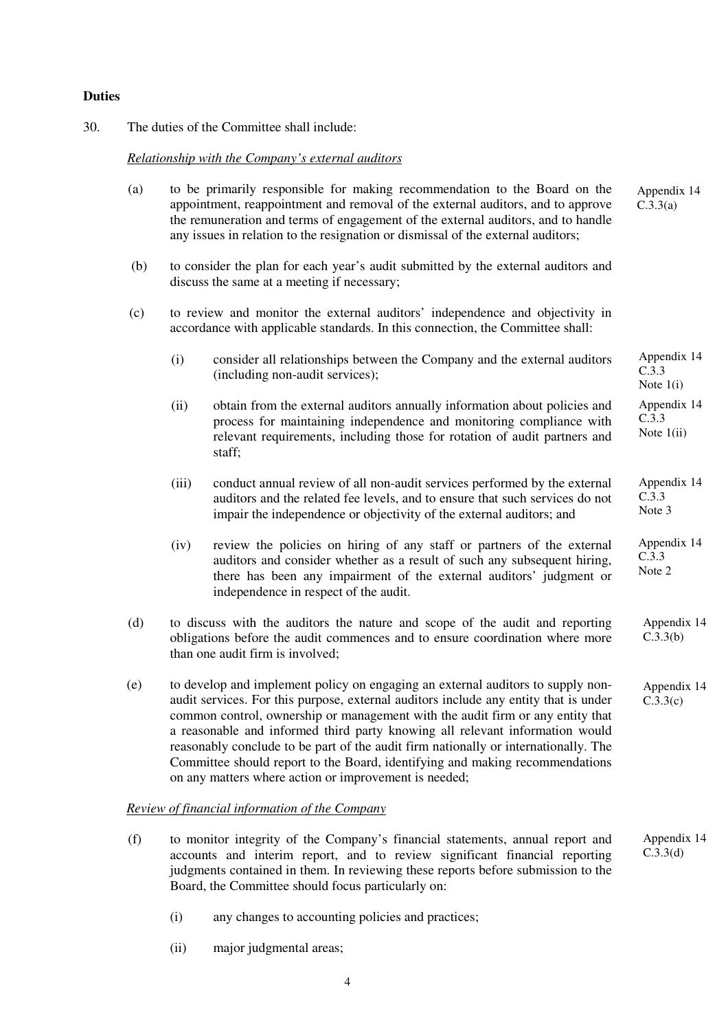**Duties**

30. The duties of the Committee shall include:

*Relationship with the Company's external auditors*

(a) to be primarily responsible for making recommendation to the Board on the appointment, reappointment and removal of the external auditors, and to approve the remuneration and terms of engagement of the external auditors, and to handle any issues in relation to the resignation or dismissal of the external auditors; — Appendix 14 C.3.3(a)

(b) to consider the plan for each year's audit submitted by the external auditors and discuss the same at a meeting if necessary;

(c) to review and monitor the external auditors' independence and objectivity in accordance with applicable standards. In this connection, the Committee shall:

(i) consider all relationships between the Company and the external auditors (including non-audit services); — Appendix 14 C.3.3 Note 1(i)

(ii) obtain from the external auditors annually information about policies and process for maintaining independence and monitoring compliance with relevant requirements, including those for rotation of audit partners and staff; — Appendix 14 C.3.3 Note 1(ii)

(iii) conduct annual review of all non-audit services performed by the external auditors and the related fee levels, and to ensure that such services do not impair the independence or objectivity of the external auditors; and — Appendix 14 C.3.3 Note 3

(iv) review the policies on hiring of any staff or partners of the external auditors and consider whether as a result of such any subsequent hiring, there has been any impairment of the external auditors' judgment or independence in respect of the audit. — Appendix 14 C.3.3 Note 2

(d) to discuss with the auditors the nature and scope of the audit and reporting obligations before the audit commences and to ensure coordination where more than one audit firm is involved; — Appendix 14 C.3.3(b)

(e) to develop and implement policy on engaging an external auditors to supply non-audit services. For this purpose, external auditors include any entity that is under common control, ownership or management with the audit firm or any entity that a reasonable and informed third party knowing all relevant information would reasonably conclude to be part of the audit firm nationally or internationally. The Committee should report to the Board, identifying and making recommendations on any matters where action or improvement is needed; — Appendix 14 C.3.3(c)

*Review of financial information of the Company*

(f) to monitor integrity of the Company's financial statements, annual report and accounts and interim report, and to review significant financial reporting judgments contained in them. In reviewing these reports before submission to the Board, the Committee should focus particularly on: — Appendix 14 C.3.3(d)

(i) any changes to accounting policies and practices;

(ii) major judgmental areas;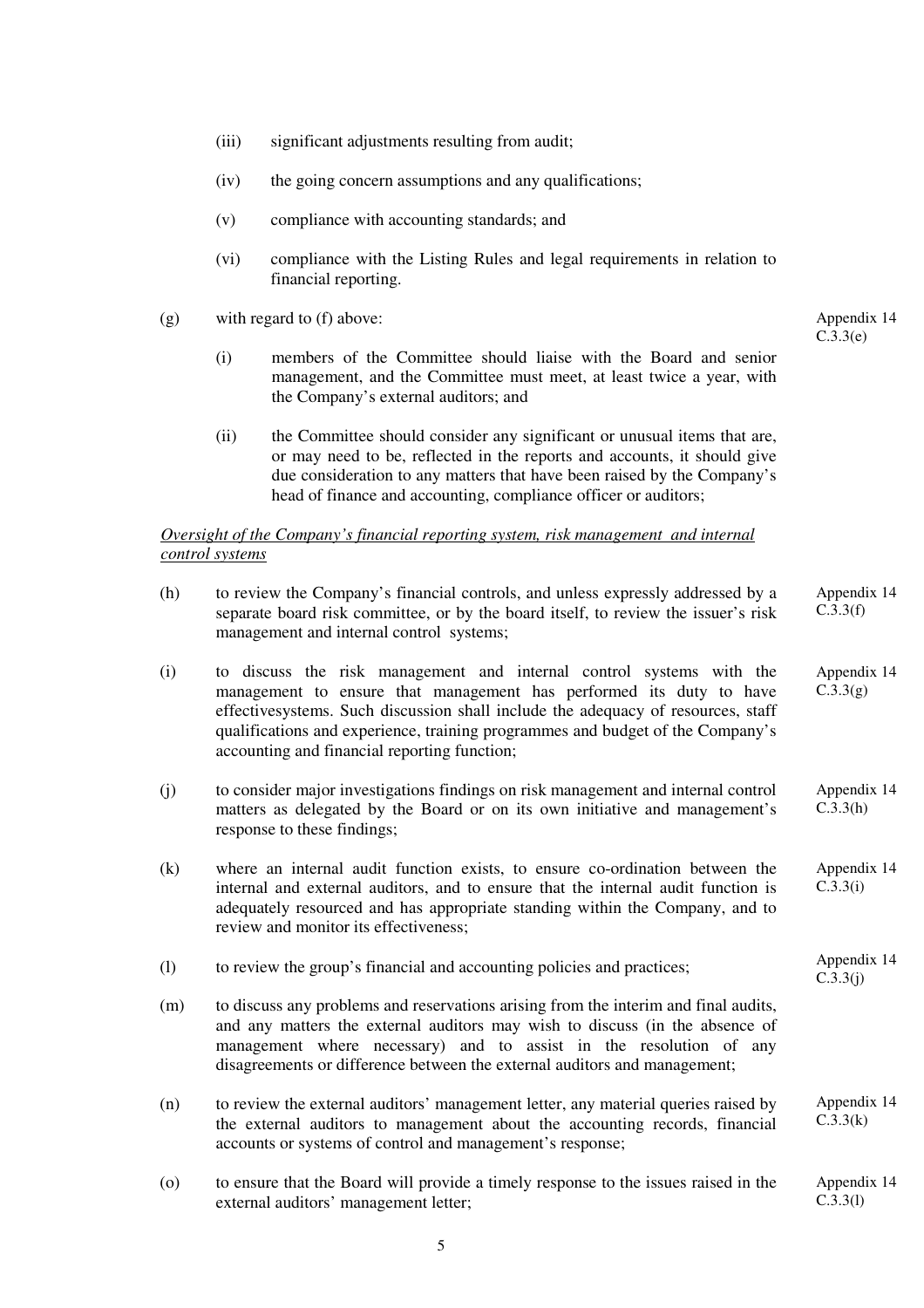(iii) significant adjustments resulting from audit;

(iv) the going concern assumptions and any qualifications;

(v) compliance with accounting standards; and

(vi) compliance with the Listing Rules and legal requirements in relation to financial reporting.

(g) with regard to (f) above: — Appendix 14 C.3.3(e)

(i) members of the Committee should liaise with the Board and senior management, and the Committee must meet, at least twice a year, with the Company's external auditors; and

(ii) the Committee should consider any significant or unusual items that are, or may need to be, reflected in the reports and accounts, it should give due consideration to any matters that have been raised by the Company's head of finance and accounting, compliance officer or auditors;

_Oversight of the Company's financial reporting system, risk management and internal control systems_

(h) to review the Company's financial controls, and unless expressly addressed by a separate board risk committee, or by the board itself, to review the issuer's risk management and internal control systems; — Appendix 14 C.3.3(f)

(i) to discuss the risk management and internal control systems with the management to ensure that management has performed its duty to have effectivesystems. Such discussion shall include the adequacy of resources, staff qualifications and experience, training programmes and budget of the Company's accounting and financial reporting function; — Appendix 14 C.3.3(g)

(j) to consider major investigations findings on risk management and internal control matters as delegated by the Board or on its own initiative and management's response to these findings; — Appendix 14 C.3.3(h)

(k) where an internal audit function exists, to ensure co-ordination between the internal and external auditors, and to ensure that the internal audit function is adequately resourced and has appropriate standing within the Company, and to review and monitor its effectiveness; — Appendix 14 C.3.3(i)

(l) to review the group's financial and accounting policies and practices; — Appendix 14 C.3.3(j)

(m) to discuss any problems and reservations arising from the interim and final audits, and any matters the external auditors may wish to discuss (in the absence of management where necessary) and to assist in the resolution of any disagreements or difference between the external auditors and management;

(n) to review the external auditors' management letter, any material queries raised by the external auditors to management about the accounting records, financial accounts or systems of control and management's response; — Appendix 14 C.3.3(k)

(o) to ensure that the Board will provide a timely response to the issues raised in the external auditors' management letter; — Appendix 14 C.3.3(l)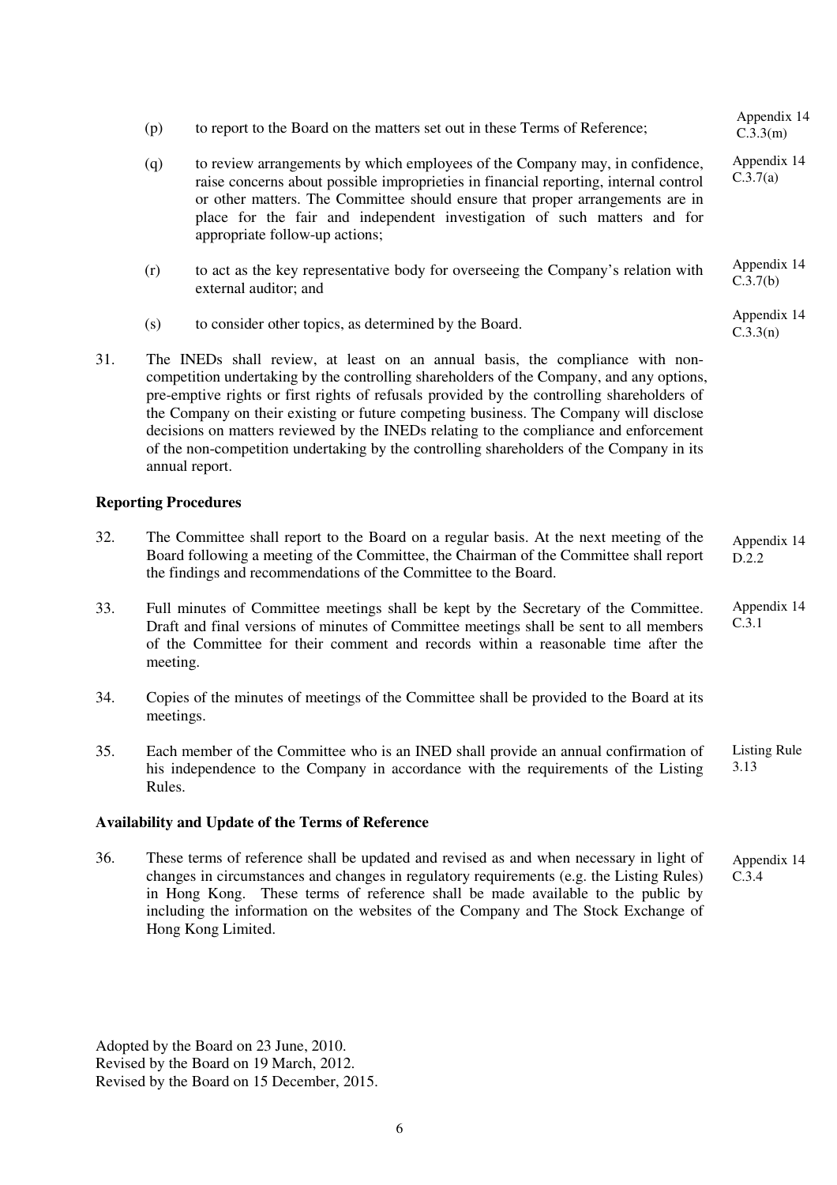(p) to report to the Board on the matters set out in these Terms of Reference; — Appendix 14 C.3.3(m)

(q) to review arrangements by which employees of the Company may, in confidence, raise concerns about possible improprieties in financial reporting, internal control or other matters. The Committee should ensure that proper arrangements are in place for the fair and independent investigation of such matters and for appropriate follow-up actions; — Appendix 14 C.3.7(a)

(r) to act as the key representative body for overseeing the Company's relation with external auditor; and — Appendix 14 C.3.7(b)

(s) to consider other topics, as determined by the Board. — Appendix 14 C.3.3(n)

31. The INEDs shall review, at least on an annual basis, the compliance with non-competition undertaking by the controlling shareholders of the Company, and any options, pre-emptive rights or first rights of refusals provided by the controlling shareholders of the Company on their existing or future competing business. The Company will disclose decisions on matters reviewed by the INEDs relating to the compliance and enforcement of the non-competition undertaking by the controlling shareholders of the Company in its annual report.

**Reporting Procedures**

32. The Committee shall report to the Board on a regular basis. At the next meeting of the Board following a meeting of the Committee, the Chairman of the Committee shall report the findings and recommendations of the Committee to the Board. — Appendix 14 D.2.2

33. Full minutes of Committee meetings shall be kept by the Secretary of the Committee. Draft and final versions of minutes of Committee meetings shall be sent to all members of the Committee for their comment and records within a reasonable time after the meeting. — Appendix 14 C.3.1

34. Copies of the minutes of meetings of the Committee shall be provided to the Board at its meetings.

35. Each member of the Committee who is an INED shall provide an annual confirmation of his independence to the Company in accordance with the requirements of the Listing Rules. — Listing Rule 3.13

**Availability and Update of the Terms of Reference**

36. These terms of reference shall be updated and revised as and when necessary in light of changes in circumstances and changes in regulatory requirements (e.g. the Listing Rules) in Hong Kong. These terms of reference shall be made available to the public by including the information on the websites of the Company and The Stock Exchange of Hong Kong Limited. — Appendix 14 C.3.4

Adopted by the Board on 23 June, 2010.
Revised by the Board on 19 March, 2012.
Revised by the Board on 15 December, 2015.